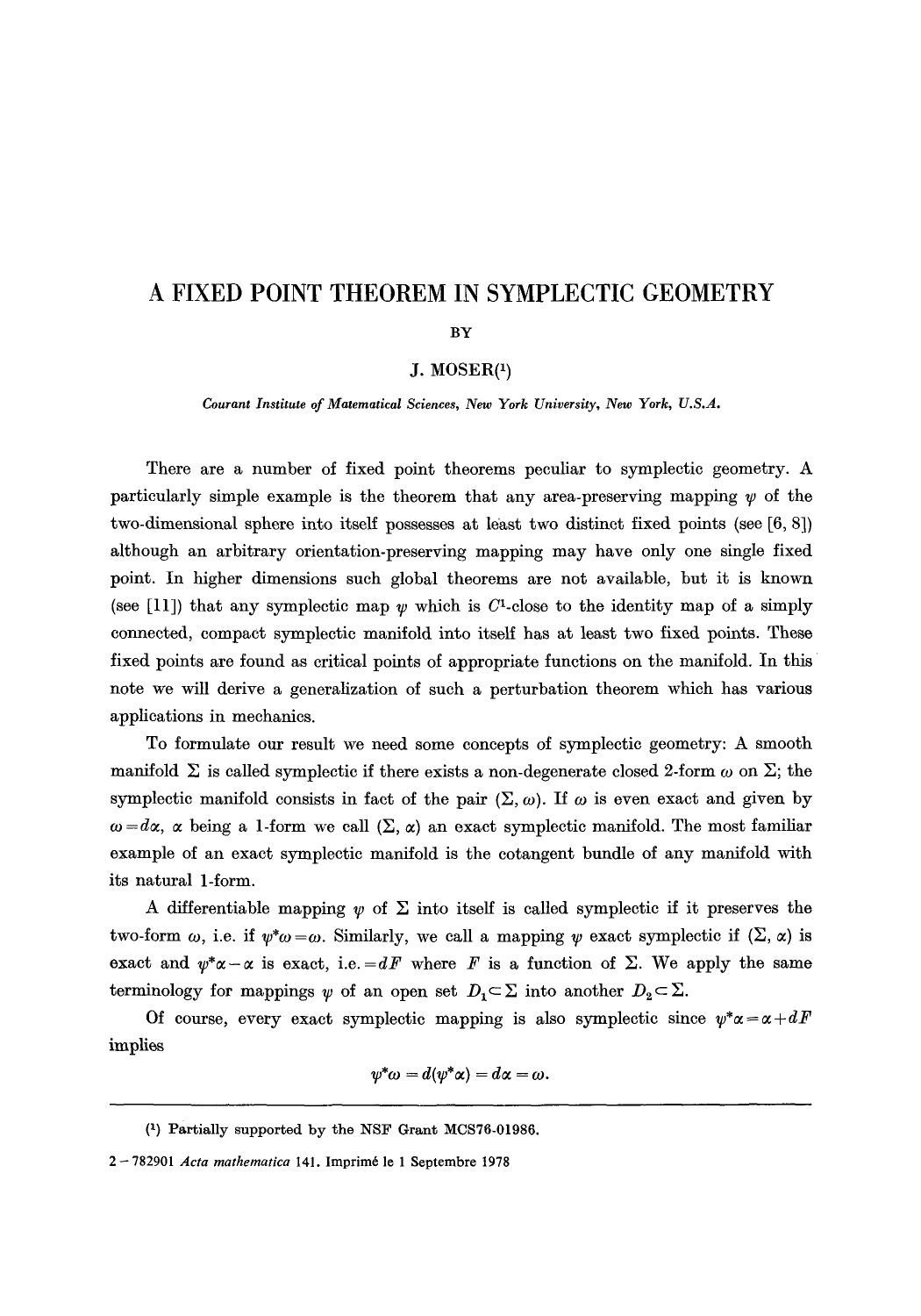# A FIXED POINT THEOREM IN SYMPLECTIC GEOMETRY

BY

J. MOSER[1]

*Courant Institute of Matematical Sciences, New York University, New York, U.S.A.*

There are a number of fixed point theorems peculiar to symplectic geometry. A particularly simple example is the theorem that any area-preserving mapping $\psi$ of the two-dimensional sphere into itself possesses at least two distinct fixed points (see [6, 8]) although an arbitrary orientation-preserving mapping may have only one single fixed point. In higher dimensions such global theorems are not available, but it is known (see [11]) that any symplectic map $\psi$ which is $C^1$-close to the identity map of a simply connected, compact symplectic manifold into itself has at least two fixed points. These fixed points are found as critical points of appropriate functions on the manifold. In this note we will derive a generalization of such a perturbation theorem which has various applications in mechanics.

To formulate our result we need some concepts of symplectic geometry: A smooth manifold $\Sigma$ is called symplectic if there exists a non-degenerate closed 2-form $\omega$ on $\Sigma$; the symplectic manifold consists in fact of the pair $(\Sigma, \omega)$. If $\omega$ is even exact and given by $\omega = d\alpha$, $\alpha$ being a 1-form we call $(\Sigma, \alpha)$ an exact symplectic manifold. The most familiar example of an exact symplectic manifold is the cotangent bundle of any manifold with its natural 1-form.

A differentiable mapping $\psi$ of $\Sigma$ into itself is called symplectic if it preserves the two-form $\omega$, i.e. if $\psi^*\omega = \omega$. Similarly, we call a mapping $\psi$ exact symplectic if $(\Sigma, \alpha)$ is exact and $\psi^*\alpha - \alpha$ is exact, i.e. $= dF$ where $F$ is a function of $\Sigma$. We apply the same terminology for mappings $\psi$ of an open set $D_1 \subset \Sigma$ into another $D_2 \subset \Sigma$.

Of course, every exact symplectic mapping is also symplectic since $\psi^*\alpha = \alpha + dF$ implies

$$\psi^*\omega = d(\psi^*\alpha) = d\alpha = \omega.$$

---

[1] Partially supported by the NSF Grant MCS76-01986.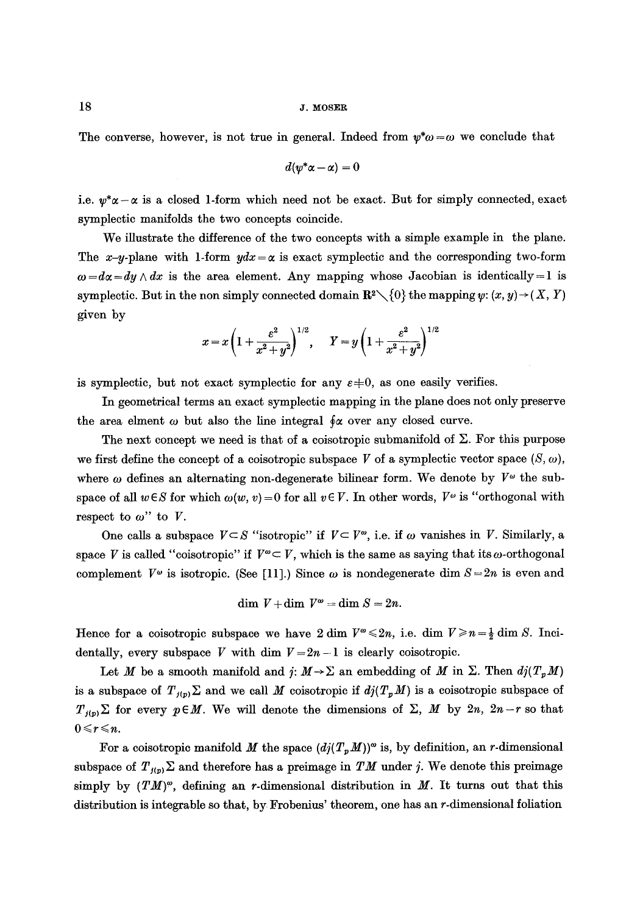The converse, however, is not true in general. Indeed from $\psi^*\omega = \omega$ we conclude that

$$d(\psi^*\alpha - \alpha) = 0$$

i.e. $\psi^*\alpha - \alpha$ is a closed 1-form which need not be exact. But for simply connected, exact symplectic manifolds the two concepts coincide.

We illustrate the difference of the two concepts with a simple example in the plane. The $x$-$y$-plane with 1-form $ydx = \alpha$ is exact symplectic and the corresponding two-form $\omega = d\alpha = dy \wedge dx$ is the area element. Any mapping whose Jacobian is identically $= 1$ is symplectic. But in the non simply connected domain $\mathbf{R}^2 \setminus \{0\}$ the mapping $\psi$: $(x, y) \to (X, Y)$ given by

$$x = x\left(1 + \frac{\varepsilon^2}{x^2 + y^2}\right)^{1/2}, \quad Y = y\left(1 + \frac{\varepsilon^2}{x^2 + y^2}\right)^{1/2}$$

is symplectic, but not exact symplectic for any $\varepsilon \neq 0$, as one easily verifies.

In geometrical terms an exact symplectic mapping in the plane does not only preserve the area elment $\omega$ but also the line integral $\oint \alpha$ over any closed curve.

The next concept we need is that of a coisotropic submanifold of $\Sigma$. For this purpose we first define the concept of a coisotropic subspace $V$ of a symplectic vector space $(S, \omega)$, where $\omega$ defines an alternating non-degenerate bilinear form. We denote by $V^\omega$ the subspace of all $w \in S$ for which $\omega(w, v) = 0$ for all $v \in V$. In other words, $V^\omega$ is "orthogonal with respect to $\omega$" to $V$.

One calls a subspace $V \subset S$ "isotropic" if $V \subset V^\omega$, i.e. if $\omega$ vanishes in $V$. Similarly, a space $V$ is called "coisotropic" if $V^\omega \subset V$, which is the same as saying that its $\omega$-orthogonal complement $V^\omega$ is isotropic. (See [11].) Since $\omega$ is nondegenerate $\dim S = 2n$ is even and

$$\dim V + \dim V^\omega = \dim S = 2n.$$

Hence for a coisotropic subspace we have $2 \dim V^\omega \leqslant 2n$, i.e. $\dim V \geqslant n = \frac{1}{2} \dim S$. Incidentally, every subspace $V$ with $\dim V = 2n - 1$ is clearly coisotropic.

Let $M$ be a smooth manifold and $j$: $M \to \Sigma$ an embedding of $M$ in $\Sigma$. Then $dj(T_p M)$ is a subspace of $T_{j(p)}\Sigma$ and we call $M$ coisotropic if $dj(T_p M)$ is a coisotropic subspace of $T_{j(p)}\Sigma$ for every $p \in M$. We will denote the dimensions of $\Sigma$, $M$ by $2n$, $2n - r$ so that $0 \leqslant r \leqslant n$.

For a coisotropic manifold $M$ the space $(dj(T_p M))^\omega$ is, by definition, an $r$-dimensional subspace of $T_{j(p)}\Sigma$ and therefore has a preimage in $TM$ under $j$. We denote this preimage simply by $(TM)^\omega$, defining an $r$-dimensional distribution in $M$. It turns out that this distribution is integrable so that, by Frobenius' theorem, one has an $r$-dimensional foliation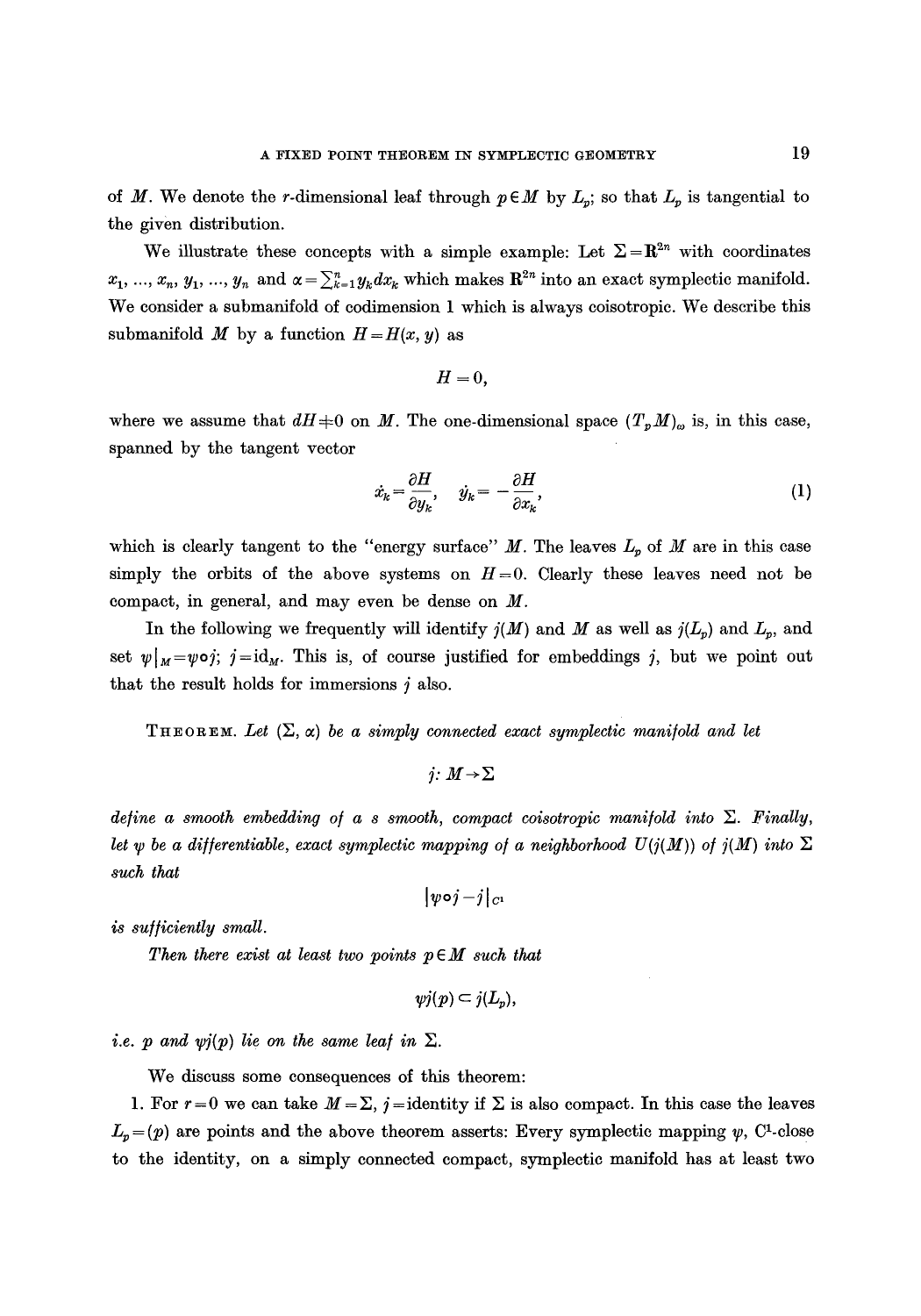of $M$. We denote the $r$-dimensional leaf through $p \in M$ by $L_p$; so that $L_p$ is tangential to the given distribution.

We illustrate these concepts with a simple example: Let $\Sigma = \mathbf{R}^{2n}$ with coordinates $x_1, \ldots, x_n, y_1, \ldots, y_n$ and $\alpha = \sum_{k=1}^{n} y_k dx_k$ which makes $\mathbf{R}^{2n}$ into an exact symplectic manifold. We consider a submanifold of codimension 1 which is always coisotropic. We describe this submanifold $M$ by a function $H = H(x, y)$ as

$$H = 0,$$

where we assume that $dH \neq 0$ on $M$. The one-dimensional space $(T_p M)_\omega$ is, in this case, spanned by the tangent vector

$$\dot{x}_k = \frac{\partial H}{\partial y_k}, \quad \dot{y}_k = -\frac{\partial H}{\partial x_k}, \tag{1}$$

which is clearly tangent to the "energy surface" $M$. The leaves $L_p$ of $M$ are in this case simply the orbits of the above systems on $H = 0$. Clearly these leaves need not be compact, in general, and may even be dense on $M$.

In the following we frequently will identify $j(M)$ and $M$ as well as $j(L_p)$ and $L_p$, and set $\psi|_M = \psi \circ j$; $j = \mathrm{id}_M$. This is, of course justified for embeddings $j$, but we point out that the result holds for immersions $j$ also.

THEOREM. *Let $(\Sigma, \alpha)$ be a simply connected exact symplectic manifold and let*

$$j: M \to \Sigma$$

*define a smooth embedding of a s smooth, compact coisotropic manifold into $\Sigma$. Finally, let $\psi$ be a differentiable, exact symplectic mapping of a neighborhood $U(j(M))$ of $j(M)$ into $\Sigma$ such that*

$$|\psi \circ j - j|_{C^1}$$

*is sufficiently small.*

*Then there exist at least two points $p \in M$ such that*

$$\psi j(p) \subset j(L_p),$$

*i.e. $p$ and $\psi j(p)$ lie on the same leaf in $\Sigma$.*

We discuss some consequences of this theorem:

1. For $r = 0$ we can take $M = \Sigma$, $j = $identity if $\Sigma$ is also compact. In this case the leaves $L_p = (p)$ are points and the above theorem asserts: Every symplectic mapping $\psi$, $C^1$-close to the identity, on a simply connected compact, symplectic manifold has at least two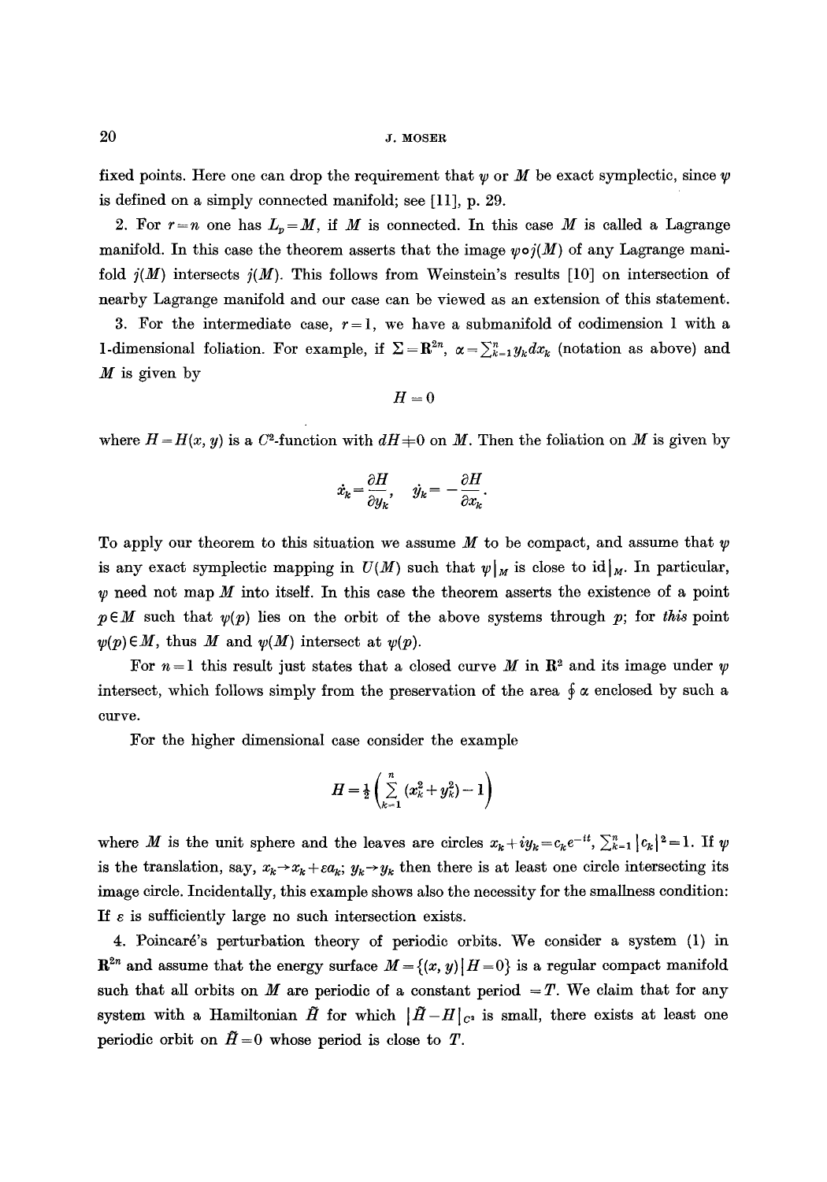fixed points. Here one can drop the requirement that $\psi$ or $M$ be exact symplectic, since $\psi$ is defined on a simply connected manifold; see [11], p. 29.

2. For $r = n$ one has $L_p = M$, if $M$ is connected. In this case $M$ is called a Lagrange manifold. In this case the theorem asserts that the image $\psi \circ j(M)$ of any Lagrange manifold $j(M)$ intersects $j(M)$. This follows from Weinstein's results [10] on intersection of nearby Lagrange manifold and our case can be viewed as an extension of this statement.

3. For the intermediate case, $r = 1$, we have a submanifold of codimension 1 with a 1-dimensional foliation. For example, if $\Sigma = \mathbf{R}^{2n}$, $\alpha = \sum_{k=1}^{n} y_k dx_k$ (notation as above) and $M$ is given by

$$H = 0$$

where $H = H(x, y)$ is a $C^2$-function with $dH \neq 0$ on $M$. Then the foliation on $M$ is given by

$$\dot{x}_k = \frac{\partial H}{\partial y_k}, \quad \dot{y}_k = -\frac{\partial H}{\partial x_k}.$$

To apply our theorem to this situation we assume $M$ to be compact, and assume that $\psi$ is any exact symplectic mapping in $U(M)$ such that $\psi|_M$ is close to $\mathrm{id}|_M$. In particular, $\psi$ need not map $M$ into itself. In this case the theorem asserts the existence of a point $p \in M$ such that $\psi(p)$ lies on the orbit of the above systems through $p$; for *this* point $\psi(p) \in M$, thus $M$ and $\psi(M)$ intersect at $\psi(p)$.

For $n = 1$ this result just states that a closed curve $M$ in $\mathbf{R}^2$ and its image under $\psi$ intersect, which follows simply from the preservation of the area $\oint \alpha$ enclosed by such a curve.

For the higher dimensional case consider the example

$$H = \tfrac{1}{2}\left(\sum_{k=1}^{n} (x_k^2 + y_k^2) - 1\right)$$

where $M$ is the unit sphere and the leaves are circles $x_k + iy_k = c_k e^{-it}$, $\sum_{k=1}^{n} |c_k|^2 = 1$. If $\psi$ is the translation, say, $x_k \to x_k + \varepsilon a_k$; $y_k \to y_k$ then there is at least one circle intersecting its image circle. Incidentally, this example shows also the necessity for the smallness condition: If $\varepsilon$ is sufficiently large no such intersection exists.

4. Poincaré's perturbation theory of periodic orbits. We consider a system (1) in $\mathbf{R}^{2n}$ and assume that the energy surface $M = \{(x, y) \,|\, H = 0\}$ is a regular compact manifold such that all orbits on $M$ are periodic of a constant period $= T$. We claim that for any system with a Hamiltonian $\tilde{H}$ for which $|\tilde{H} - H|_{C^2}$ is small, there exists at least one periodic orbit on $\tilde{H} = 0$ whose period is close to $T$.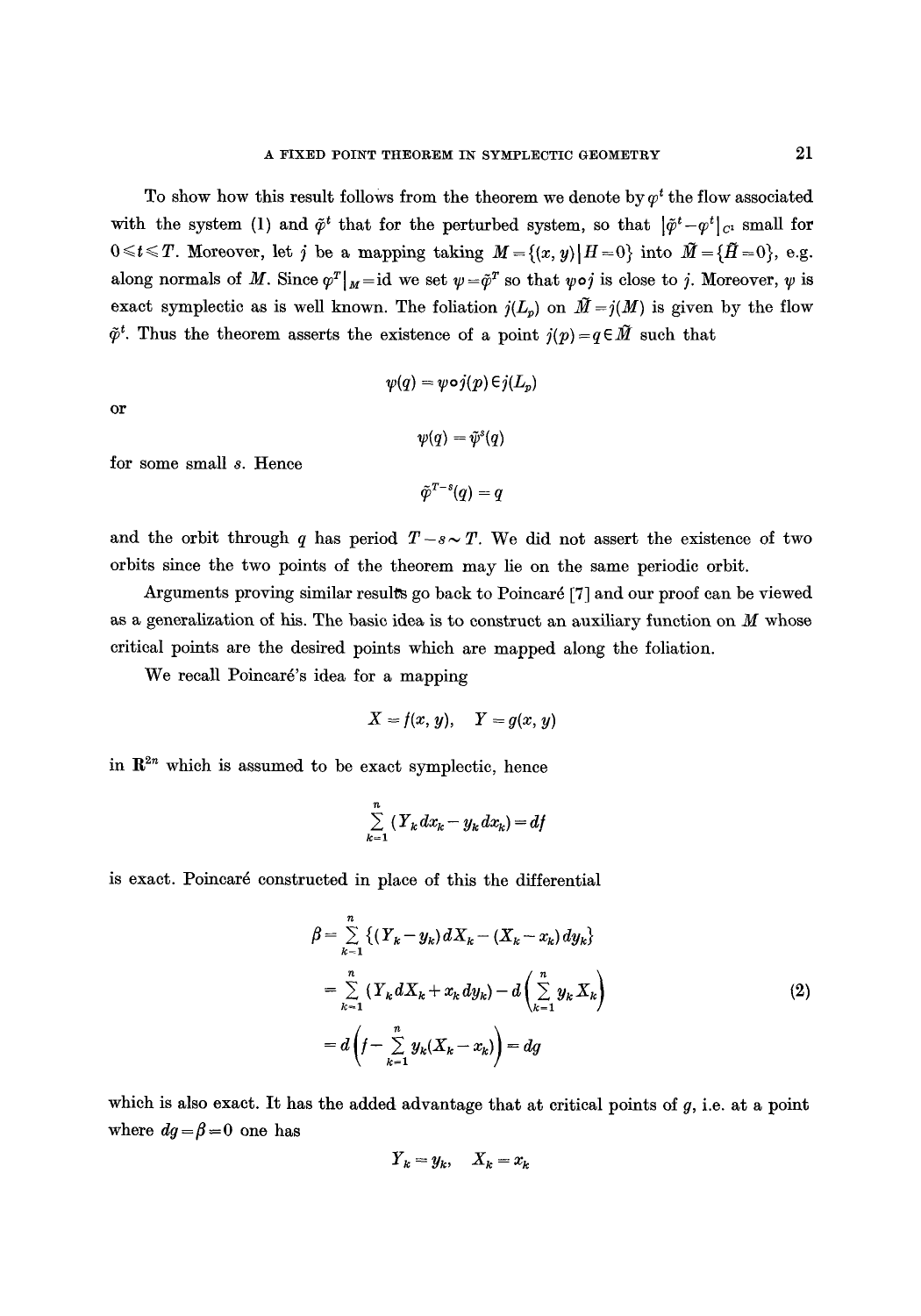To show how this result follows from the theorem we denote by $\varphi^t$ the flow associated with the system (1) and $\tilde{\varphi}^t$ that for the perturbed system, so that $|\tilde{\varphi}^t - \varphi^t|_{C^1}$ small for $0 \leq t \leq T$. Moreover, let $j$ be a mapping taking $M = \{(x, y) \mid H = 0\}$ into $\tilde{M} = \{\tilde{H} = 0\}$, e.g. along normals of $M$. Since $\varphi^T|_M = \text{id}$ we set $\psi = \tilde{\varphi}^T$ so that $\psi \circ j$ is close to $j$. Moreover, $\psi$ is exact symplectic as is well known. The foliation $j(L_p)$ on $\tilde{M} = j(M)$ is given by the flow $\tilde{\varphi}^t$. Thus the theorem asserts the existence of a point $j(p) = q \in \tilde{M}$ such that

$$\psi(q) = \psi \circ j(p) \in j(L_p)$$

or

$$\psi(q) = \tilde{\varphi}^s(q)$$

for some small $s$. Hence

$$\tilde{\varphi}^{T-s}(q) = q$$

and the orbit through $q$ has period $T - s \sim T$. We did not assert the existence of two orbits since the two points of the theorem may lie on the same periodic orbit.

Arguments proving similar results go back to Poincaré [7] and our proof can be viewed as a generalization of his. The basic idea is to construct an auxiliary function on $M$ whose critical points are the desired points which are mapped along the foliation.

We recall Poincaré's idea for a mapping

$$X = f(x, y), \quad Y = g(x, y)$$

in $\mathbf{R}^{2n}$ which is assumed to be exact symplectic, hence

$$\sum_{k=1}^{n} (Y_k dx_k - y_k dx_k) = df$$

is exact. Poincaré constructed in place of this the differential

$$\begin{aligned}
\beta &= \sum_{k=1}^{n} \{(Y_k - y_k) dX_k - (X_k - x_k) dy_k\} \\
&= \sum_{k=1}^{n} (Y_k dX_k + x_k dy_k) - d\left(\sum_{k=1}^{n} y_k X_k\right) \qquad (2) \\
&= d\left(f - \sum_{k=1}^{n} y_k (X_k - x_k)\right) = dg
\end{aligned}$$

which is also exact. It has the added advantage that at critical points of $g$, i.e. at a point where $dg = \beta = 0$ one has

$$Y_k = y_k, \quad X_k = x_k$$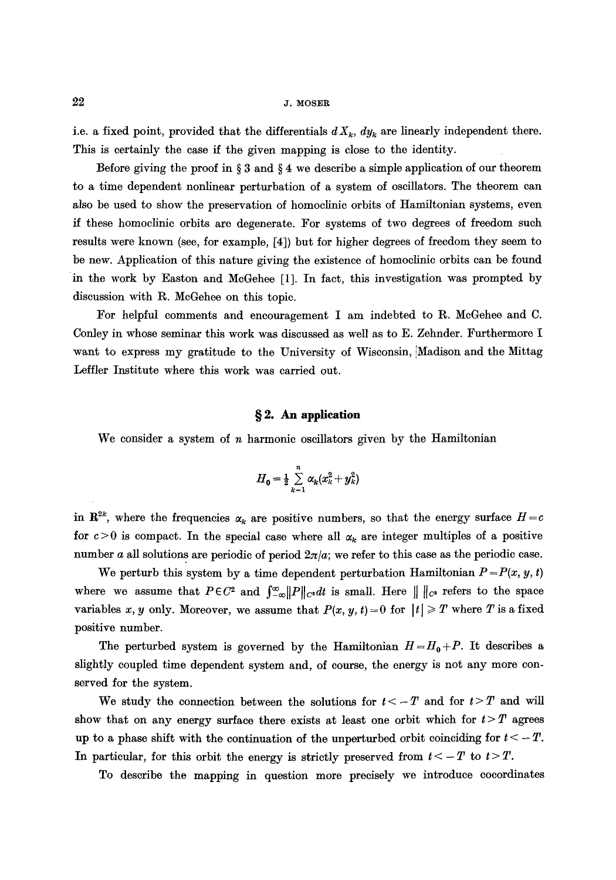i.e. a fixed point, provided that the differentials $dX_k$, $dy_k$ are linearly independent there. This is certainly the case if the given mapping is close to the identity.

Before giving the proof in § 3 and § 4 we describe a simple application of our theorem to a time dependent nonlinear perturbation of a system of oscillators. The theorem can also be used to show the preservation of homoclinic orbits of Hamiltonian systems, even if these homoclinic orbits are degenerate. For systems of two degrees of freedom such results were known (see, for example, [4]) but for higher degrees of freedom they seem to be new. Application of this nature giving the existence of homoclinic orbits can be found in the work by Easton and McGehee [1]. In fact, this investigation was prompted by discussion with R. McGehee on this topic.

For helpful comments and encouragement I am indebted to R. McGehee and C. Conley in whose seminar this work was discussed as well as to E. Zehnder. Furthermore I want to express my gratitude to the University of Wisconsin, Madison and the Mittag Leffler Institute where this work was carried out.

## § 2. An application

We consider a system of $n$ harmonic oscillators given by the Hamiltonian

$$H_0 = \tfrac{1}{2} \sum_{k=1}^{n} \alpha_k (x_k^2 + y_k^2)$$

in $\mathbf{R}^{2k}$, where the frequencies $\alpha_k$ are positive numbers, so that the energy surface $H = c$ for $c > 0$ is compact. In the special case where all $\alpha_k$ are integer multiples of a positive number $a$ all solutions are periodic of period $2\pi/a$; we refer to this case as the periodic case.

We perturb this system by a time dependent perturbation Hamiltonian $P = P(x, y, t)$ where we assume that $P \in C^2$ and $\int_{-\infty}^{\infty} \|P\|_{C^2} dt$ is small. Here $\| \, \|_{C^2}$ refers to the space variables $x, y$ only. Moreover, we assume that $P(x, y, t) = 0$ for $|t| \geq T$ where $T$ is a fixed positive number.

The perturbed system is governed by the Hamiltonian $H = H_0 + P$. It describes a slightly coupled time dependent system and, of course, the energy is not any more conserved for the system.

We study the connection between the solutions for $t < -T$ and for $t > T$ and will show that on any energy surface there exists at least one orbit which for $t > T$ agrees up to a phase shift with the continuation of the unperturbed orbit coinciding for $t < -T$. In particular, for this orbit the energy is strictly preserved from $t < -T$ to $t > T$.

To describe the mapping in question more precisely we introduce cocordinates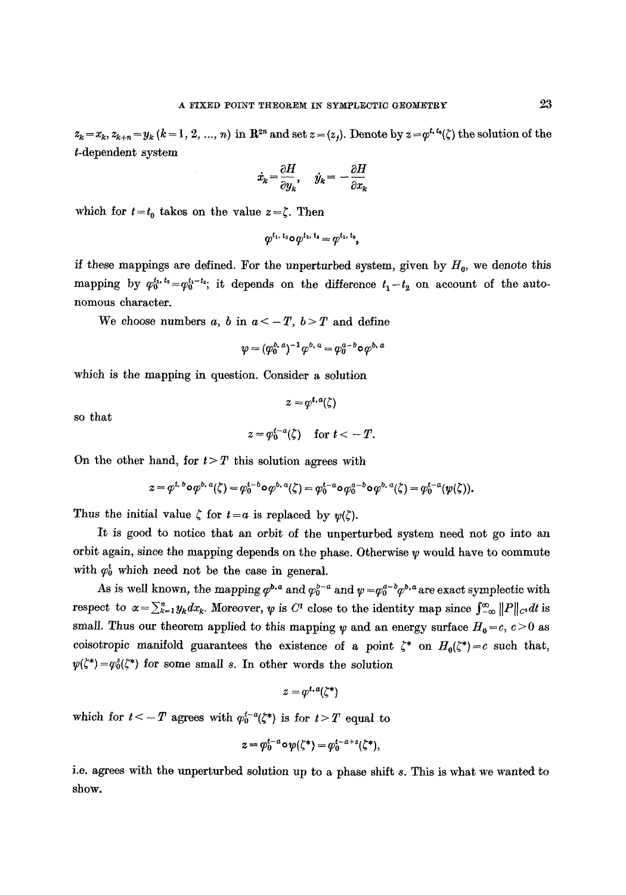$z_k = x_k$, $z_{k+n} = y_k$ $(k = 1, 2, ..., n)$ in $\mathbf{R}^{2n}$ and set $z = (z_j)$. Denote by $z = \varphi^{t, t_0}(\zeta)$ the solution of the $t$-dependent system

$$\dot{x}_k = \frac{\partial H}{\partial y_k}, \quad \dot{y}_k = -\frac{\partial H}{\partial x_k}$$

which for $t = t_0$ takes on the value $z = \zeta$. Then

$$\varphi^{t_1, t_2} \circ \varphi^{t_2, t_3} = \varphi^{t_1, t_3},$$

if these mappings are defined. For the unperturbed system, given by $H_0$, we denote this mapping by $\varphi_0^{t_1, t_2} = \varphi_0^{t_1 - t_2}$; it depends on the difference $t_1 - t_2$ on account of the autonomous character.

We choose numbers $a$, $b$ in $a < -T$, $b > T$ and define

$$\psi = (\varphi_0^{b, a})^{-1} \varphi^{b, a} = \varphi_0^{a-b} \circ \varphi^{b, a}$$

which is the mapping in question. Consider a solution

$$z = \varphi^{t, a}(\zeta)$$

so that

$$z = \varphi_0^{t-a}(\zeta) \quad \text{for } t < -T.$$

On the other hand, for $t > T$ this solution agrees with

$$z = \varphi^{t, b} \circ \varphi^{b, a}(\zeta) = \varphi_0^{t-b} \circ \varphi^{b, a}(\zeta) = \varphi_0^{t-a} \circ \varphi_0^{a-b} \circ \varphi^{b, a}(\zeta) = \varphi_0^{t-a}(\psi(\zeta)).$$

Thus the initial value $\zeta$ for $t = a$ is replaced by $\psi(\zeta)$.

It is good to notice that an orbit of the unperturbed system need not go into an orbit again, since the mapping depends on the phase. Otherwise $\psi$ would have to commute with $\varphi_0^t$ which need not be the case in general.

As is well known, the mapping $\varphi^{b,a}$ and $\varphi_0^{b-a}$ and $\psi = \varphi_0^{a-b} \varphi^{b,a}$ are exact symplectic with respect to $\alpha = \sum_{k=1}^n y_k dx_k$. Moreover, $\psi$ is $C^1$ close to the identity map since $\int_{-\infty}^{\infty} \|P\|_{C^2} dt$ is small. Thus our theorem applied to this mapping $\psi$ and an energy surface $H_0 = c$, $c > 0$ as coisotropic manifold guarantees the existence of a point $\zeta^*$ on $H_0(\zeta^*) = c$ such that, $\psi(\zeta^*) = \varphi_0^s(\zeta^*)$ for some small $s$. In other words the solution

$$z = \varphi^{t, a}(\zeta^*)$$

which for $t < -T$ agrees with $\varphi_0^{t-a}(\zeta^*)$ is for $t > T$ equal to

$$z = \varphi_0^{t-a} \circ \psi(\zeta^*) = \varphi_0^{t-a+s}(\zeta^*),$$

i.e. agrees with the unperturbed solution up to a phase shift $s$. This is what we wanted to show.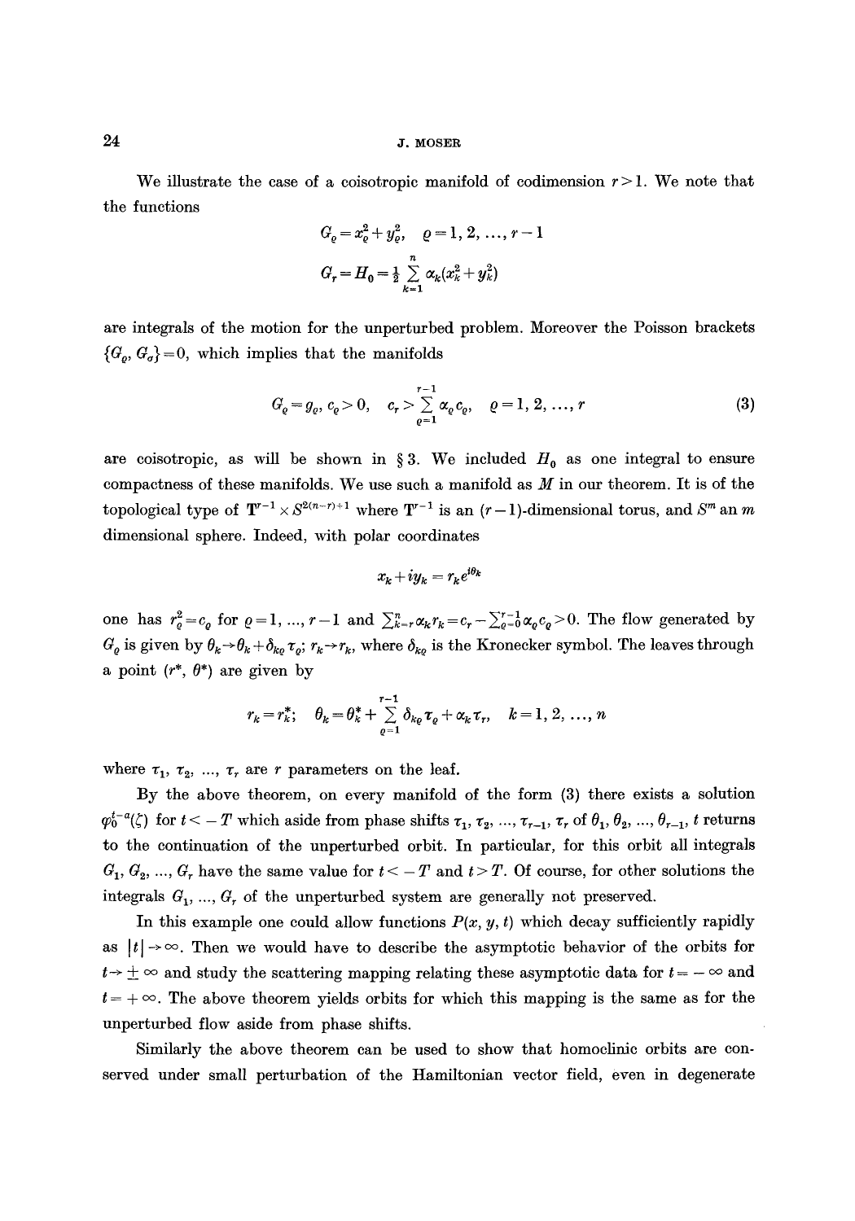We illustrate the case of a coisotropic manifold of codimension $r > 1$. We note that the functions

$$G_\varrho = x_\varrho^2 + y_\varrho^2, \quad \varrho = 1, 2, \ldots, r-1$$

$$G_r = H_0 = \tfrac{1}{2} \sum_{k=1}^{n} \alpha_k (x_k^2 + y_k^2)$$

are integrals of the motion for the unperturbed problem. Moreover the Poisson brackets $\{G_\varrho, G_\sigma\} = 0$, which implies that the manifolds

$$G_\varrho = g_\varrho, \; c_\varrho > 0, \quad c_r > \sum_{\varrho=1}^{r-1} \alpha_\varrho c_\varrho, \quad \varrho = 1, 2, \ldots, r \tag{3}$$

are coisotropic, as will be shown in § 3. We included $H_0$ as one integral to ensure compactness of these manifolds. We use such a manifold as $M$ in our theorem. It is of the topological type of $\mathbf{T}^{r-1} \times S^{2(n-r)+1}$ where $\mathbf{T}^{r-1}$ is an $(r-1)$-dimensional torus, and $S^m$ an $m$ dimensional sphere. Indeed, with polar coordinates

$$x_k + i y_k = r_k e^{i\theta_k}$$

one has $r_\varrho^2 = c_\varrho$ for $\varrho = 1, \ldots, r-1$ and $\sum_{k=r}^{n} \alpha_k r_k = c_r - \sum_{\varrho=0}^{r-1} \alpha_\varrho c_\varrho > 0$. The flow generated by $G_\varrho$ is given by $\theta_k \to \theta_k + \delta_{k\varrho} \tau_\varrho$; $r_k \to r_k$, where $\delta_{k\varrho}$ is the Kronecker symbol. The leaves through a point $(r^*, \theta^*)$ are given by

$$r_k = r_k^*; \quad \theta_k = \theta_k^* + \sum_{\varrho=1}^{r-1} \delta_{k\varrho} \tau_\varrho + \alpha_k \tau_r, \quad k = 1, 2, \ldots, n$$

where $\tau_1, \tau_2, \ldots, \tau_r$ are $r$ parameters on the leaf.

By the above theorem, on every manifold of the form (3) there exists a solution $\varphi_0^{t-a}(\zeta)$ for $t < -T$ which aside from phase shifts $\tau_1, \tau_2, \ldots, \tau_{r-1}, \tau_r$ of $\theta_1, \theta_2, \ldots, \theta_{r-1}$, $t$ returns to the continuation of the unperturbed orbit. In particular, for this orbit all integrals $G_1, G_2, \ldots, G_r$ have the same value for $t < -T$ and $t > T$. Of course, for other solutions the integrals $G_1, \ldots, G_r$ of the unperturbed system are generally not preserved.

In this example one could allow functions $P(x, y, t)$ which decay sufficiently rapidly as $|t| \to \infty$. Then we would have to describe the asymptotic behavior of the orbits for $t \to \pm\infty$ and study the scattering mapping relating these asymptotic data for $t = -\infty$ and $t = +\infty$. The above theorem yields orbits for which this mapping is the same as for the unperturbed flow aside from phase shifts.

Similarly the above theorem can be used to show that homoclinic orbits are conserved under small perturbation of the Hamiltonian vector field, even in degenerate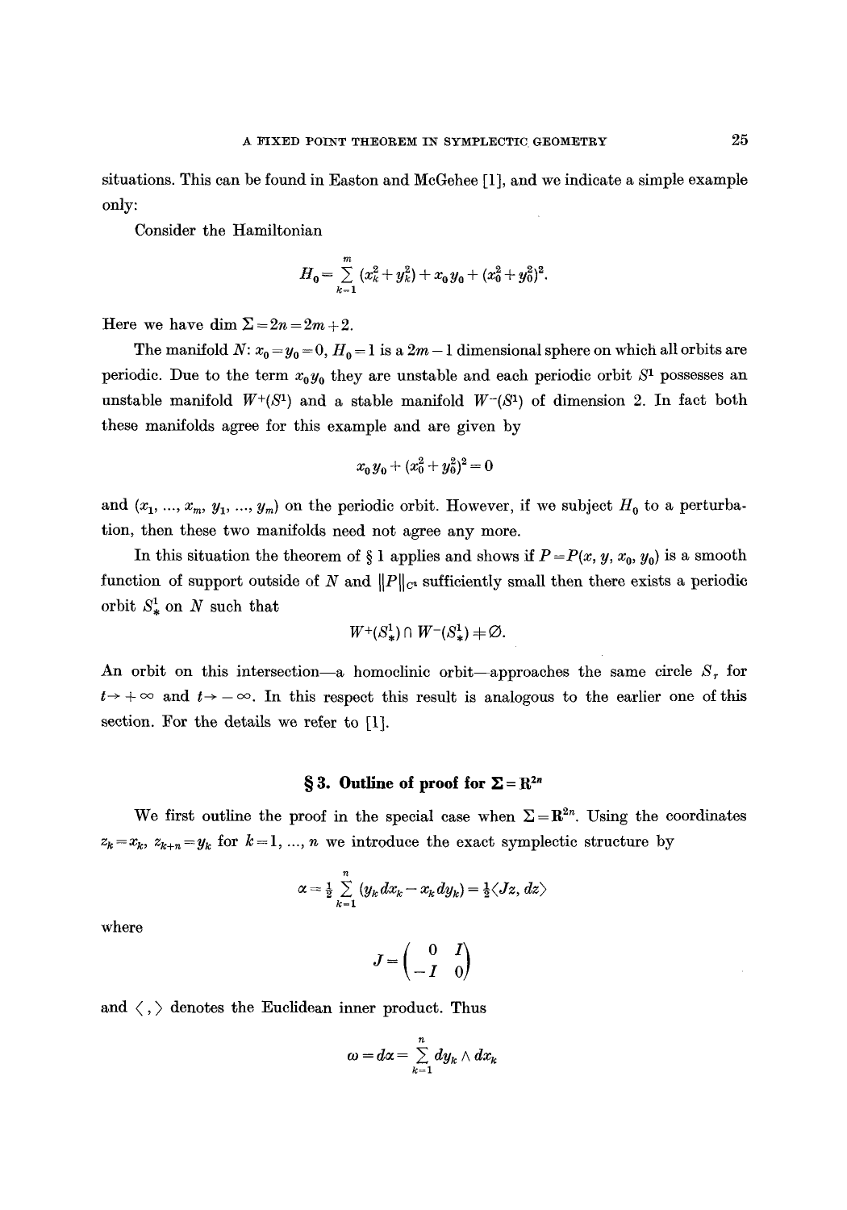situations. This can be found in Easton and McGehee [1], and we indicate a simple example only:

Consider the Hamiltonian

$$H_0 = \sum_{k=1}^{m} (x_k^2 + y_k^2) + x_0 y_0 + (x_0^2 + y_0^2)^2.$$

Here we have $\dim \Sigma = 2n = 2m + 2$.

The manifold $N$: $x_0 = y_0 = 0$, $H_0 = 1$ is a $2m-1$ dimensional sphere on which all orbits are periodic. Due to the term $x_0 y_0$ they are unstable and each periodic orbit $S^1$ possesses an unstable manifold $W^+(S^1)$ and a stable manifold $W^-(S^1)$ of dimension 2. In fact both these manifolds agree for this example and are given by

$$x_0 y_0 + (x_0^2 + y_0^2)^2 = 0$$

and $(x_1, \ldots, x_m, y_1, \ldots, y_m)$ on the periodic orbit. However, if we subject $H_0$ to a perturbation, then these two manifolds need not agree any more.

In this situation the theorem of § 1 applies and shows if $P = P(x, y, x_0, y_0)$ is a smooth function of support outside of $N$ and $\|P\|_{C^2}$ sufficiently small then there exists a periodic orbit $S_*^1$ on $N$ such that

$$W^+(S_*^1) \cap W^-(S_*^1) \neq \emptyset.$$

An orbit on this intersection—a homoclinic orbit—approaches the same circle $S_r$ for $t \to +\infty$ and $t \to -\infty$. In this respect this result is analogous to the earlier one of this section. For the details we refer to [1].

## § 3. Outline of proof for $\Sigma = \mathbf{R}^{2n}$

We first outline the proof in the special case when $\Sigma = \mathbf{R}^{2n}$. Using the coordinates $z_k = x_k$, $z_{k+n} = y_k$ for $k = 1, \ldots, n$ we introduce the exact symplectic structure by

$$\alpha = \tfrac{1}{2} \sum_{k=1}^{n} (y_k \, dx_k - x_k \, dy_k) = \tfrac{1}{2} \langle Jz, dz \rangle$$

where

$$J = \begin{pmatrix} 0 & I \\ -I & 0 \end{pmatrix}$$

and $\langle \, , \rangle$ denotes the Euclidean inner product. Thus

$$\omega = d\alpha = \sum_{k=1}^{n} dy_k \wedge dx_k$$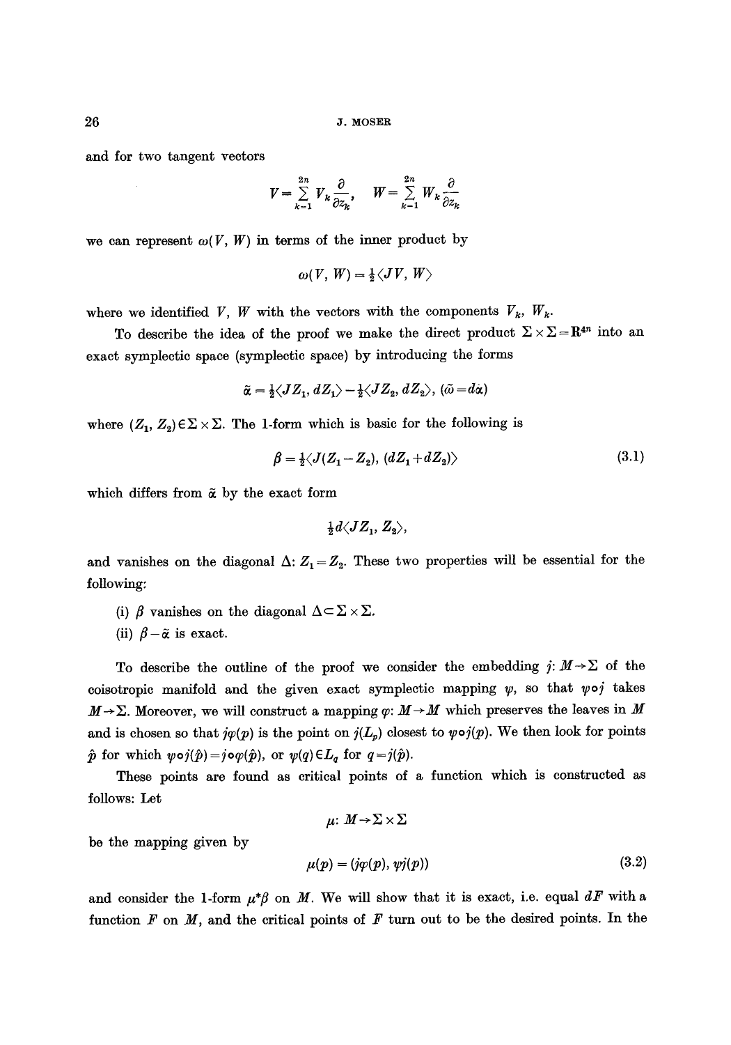and for two tangent vectors

$$V = \sum_{k=1}^{2n} V_k \frac{\partial}{\partial z_k}, \quad W = \sum_{k=1}^{2n} W_k \frac{\partial}{\partial z_k}$$

we can represent $\omega(V, W)$ in terms of the inner product by

$$\omega(V, W) = \tfrac{1}{2}\langle JV, W\rangle$$

where we identified $V$, $W$ with the vectors with the components $V_k$, $W_k$.

To describe the idea of the proof we make the direct product $\Sigma \times \Sigma = \mathbf{R}^{4n}$ into an exact symplectic space (symplectic space) by introducing the forms

$$\tilde{\alpha} = \tfrac{1}{2}\langle JZ_1, dZ_1\rangle - \tfrac{1}{2}\langle JZ_2, dZ_2\rangle, \ (\tilde{\omega} = d\tilde{\alpha})$$

where $(Z_1, Z_2) \in \Sigma \times \Sigma$. The 1-form which is basic for the following is

$$\beta = \tfrac{1}{2}\langle J(Z_1 - Z_2), (dZ_1 + dZ_2)\rangle \tag{3.1}$$

which differs from $\tilde{\alpha}$ by the exact form

$$\tfrac{1}{2} d\langle JZ_1, Z_2\rangle,$$

and vanishes on the diagonal $\Delta$: $Z_1 = Z_2$. These two properties will be essential for the following:

(i) $\beta$ vanishes on the diagonal $\Delta \subset \Sigma \times \Sigma$.

(ii) $\beta - \tilde{\alpha}$ is exact.

To describe the outline of the proof we consider the embedding $j: M \to \Sigma$ of the coisotropic manifold and the given exact symplectic mapping $\psi$, so that $\psi \circ j$ takes $M \to \Sigma$. Moreover, we will construct a mapping $\varphi: M \to M$ which preserves the leaves in $M$ and is chosen so that $j\varphi(p)$ is the point on $j(L_p)$ closest to $\psi \circ j(p)$. We then look for points $\hat{p}$ for which $\psi \circ j(\hat{p}) = j \circ \varphi(\hat{p})$, or $\psi(q) \in L_q$ for $q = j(\hat{p})$.

These points are found as critical points of a function which is constructed as follows: Let

$$\mu: M \to \Sigma \times \Sigma$$

be the mapping given by

$$\mu(p) = (j\varphi(p), \psi j(p)) \tag{3.2}$$

and consider the 1-form $\mu^*\beta$ on $M$. We will show that it is exact, i.e. equal $dF$ with a function $F$ on $M$, and the critical points of $F$ turn out to be the desired points. In the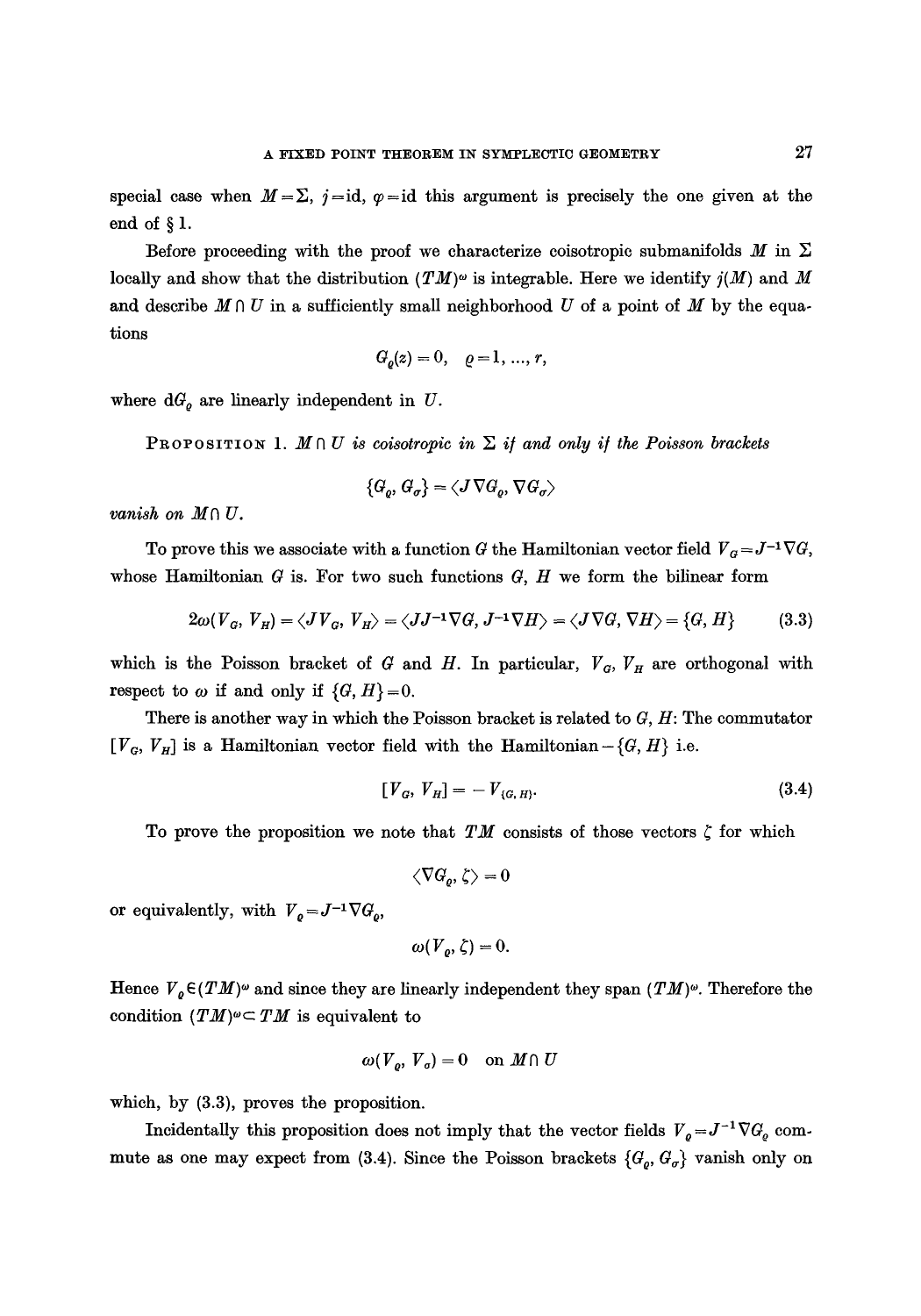special case when $M = \Sigma$, $j = \mathrm{id}$, $\varphi = \mathrm{id}$ this argument is precisely the one given at the end of § 1.

Before proceeding with the proof we characterize coisotropic submanifolds $M$ in $\Sigma$ locally and show that the distribution $(TM)^\omega$ is integrable. Here we identify $j(M)$ and $M$ and describe $M \cap U$ in a sufficiently small neighborhood $U$ of a point of $M$ by the equations

$$G_\varrho(z) = 0, \quad \varrho = 1, \ldots, r,$$

where $dG_\varrho$ are linearly independent in $U$.

**Proposition 1.** *$M \cap U$ is coisotropic in $\Sigma$ if and only if the Poisson brackets*

$$\{G_\varrho, G_\sigma\} = \langle J \nabla G_\varrho, \nabla G_\sigma \rangle$$

*vanish on $M \cap U$.*

To prove this we associate with a function $G$ the Hamiltonian vector field $V_G = J^{-1} \nabla G$, whose Hamiltonian $G$ is. For two such functions $G$, $H$ we form the bilinear form

$$2\omega(V_G, V_H) = \langle J V_G, V_H \rangle = \langle J J^{-1} \nabla G, J^{-1} \nabla H \rangle = \langle J \nabla G, \nabla H \rangle = \{G, H\} \tag{3.3}$$

which is the Poisson bracket of $G$ and $H$. In particular, $V_G$, $V_H$ are orthogonal with respect to $\omega$ if and only if $\{G, H\} = 0$.

There is another way in which the Poisson bracket is related to $G$, $H$: The commutator $[V_G, V_H]$ is a Hamiltonian vector field with the Hamiltonian $-\{G, H\}$ i.e.

$$[V_G, V_H] = -V_{\{G, H\}}. \tag{3.4}$$

To prove the proposition we note that $TM$ consists of those vectors $\zeta$ for which

$$\langle \nabla G_\varrho, \zeta \rangle = 0$$

or equivalently, with $V_\varrho = J^{-1} \nabla G_\varrho$,

$$\omega(V_\varrho, \zeta) = 0.$$

Hence $V_\varrho \in (TM)^\omega$ and since they are linearly independent they span $(TM)^\omega$. Therefore the condition $(TM)^\omega \subset TM$ is equivalent to

$$\omega(V_\varrho, V_\sigma) = 0 \quad \text{on } M \cap U$$

which, by (3.3), proves the proposition.

Incidentally this proposition does not imply that the vector fields $V_\varrho = J^{-1} \nabla G_\varrho$ commute as one may expect from (3.4). Since the Poisson brackets $\{G_\varrho, G_\sigma\}$ vanish only on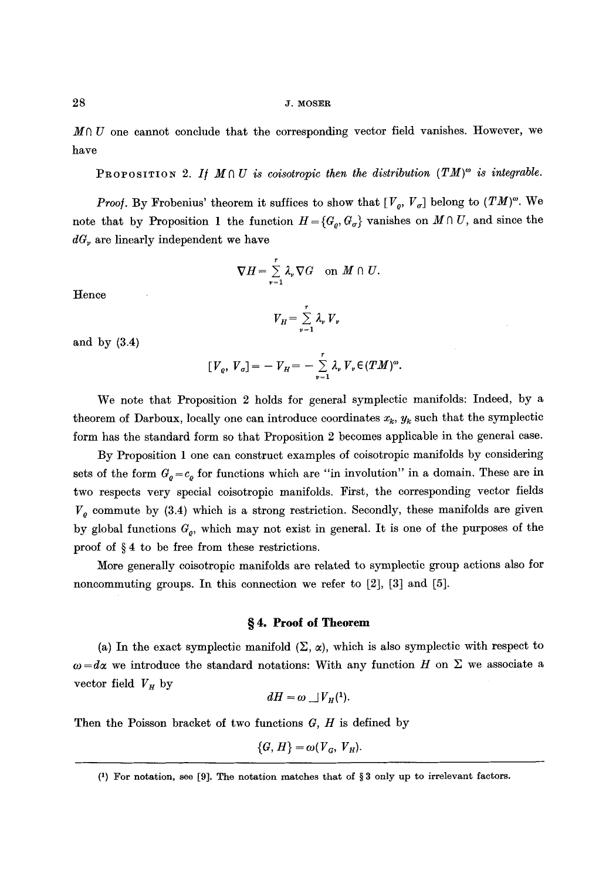$M \cap U$ one cannot conclude that the corresponding vector field vanishes. However, we have

PROPOSITION 2. *If $M \cap U$ is coisotropic then the distribution $(TM)^\omega$ is integrable.*

*Proof.* By Frobenius' theorem it suffices to show that $[V_\varrho, V_\sigma]$ belong to $(TM)^\omega$. We note that by Proposition 1 the function $H = \{G_\varrho, G_\sigma\}$ vanishes on $M \cap U$, and since the $dG_\nu$ are linearly independent we have

$$\nabla H = \sum_{\nu=1}^{r} \lambda_\nu \nabla G \quad \text{on } M \cap U.$$

Hence

$$V_H = \sum_{\nu=1}^{r} \lambda_\nu V_\nu$$

and by (3.4)

$$[V_\varrho, V_\sigma] = -V_H = -\sum_{\nu=1}^{r} \lambda_\nu V_\nu \in (TM)^\omega.$$

We note that Proposition 2 holds for general symplectic manifolds: Indeed, by a theorem of Darboux, locally one can introduce coordinates $x_k$, $y_k$ such that the symplectic form has the standard form so that Proposition 2 becomes applicable in the general case.

By Proposition 1 one can construct examples of coisotropic manifolds by considering sets of the form $G_\varrho = c_\varrho$ for functions which are "in involution" in a domain. These are in two respects very special coisotropic manifolds. First, the corresponding vector fields $V_\varrho$ commute by (3.4) which is a strong restriction. Secondly, these manifolds are given by global functions $G_\varrho$, which may not exist in general. It is one of the purposes of the proof of § 4 to be free from these restrictions.

More generally coisotropic manifolds are related to symplectic group actions also for noncommuting groups. In this connection we refer to [2], [3] and [5].

## § 4. Proof of Theorem

(a) In the exact symplectic manifold $(\Sigma, \alpha)$, which is also symplectic with respect to $\omega = d\alpha$ we introduce the standard notations: With any function $H$ on $\Sigma$ we associate a vector field $V_H$ by

$$dH = \omega \,\lrcorner\, V_H \text{(1)}.$$

Then the Poisson bracket of two functions $G$, $H$ is defined by

$$\{G, H\} = \omega(V_G, V_H).$$

(1) For notation, see [9]. The notation matches that of § 3 only up to irrelevant factors.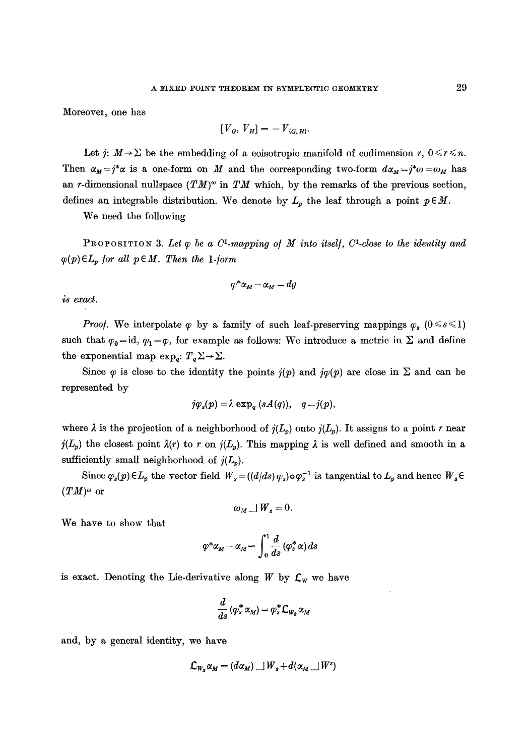Moreover, one has

$$[V_G, V_H] = -V_{\{G,H\}}.$$

Let $j: M \to \Sigma$ be the embedding of a coisotropic manifold of codimension $r$, $0 \leqslant r \leqslant n$. Then $\alpha_M = j^*\alpha$ is a one-form on $M$ and the corresponding two-form $d\alpha_M = j^*\omega = \omega_M$ has an $r$-dimensional nullspace $(TM)^\omega$ in $TM$ which, by the remarks of the previous section, defines an integrable distribution. We denote by $L_p$ the leaf through a point $p \in M$.

We need the following

PROPOSITION 3. *Let $\varphi$ be a $C^1$-mapping of $M$ into itself, $C^1$-close to the identity and $\varphi(p) \in L_p$ for all $p \in M$. Then the* 1*-form*

$$\varphi^*\alpha_M - \alpha_M = dg$$

*is exact.*

*Proof.* We interpolate $\varphi$ by a family of such leaf-preserving mappings $\varphi_s$ $(0 \leqslant s \leqslant 1)$ such that $\varphi_0 = \mathrm{id}$, $\varphi_1 = \varphi$, for example as follows: We introduce a metric in $\Sigma$ and define the exponential map $\exp_q: T_q\Sigma \to \Sigma$.

Since $\varphi$ is close to the identity the points $j(p)$ and $j\varphi(p)$ are close in $\Sigma$ and can be represented by

$$j\varphi_s(p) = \lambda \exp_q(sA(q)), \quad q = j(p),$$

where $\lambda$ is the projection of a neighborhood of $j(L_p)$ onto $j(L_p)$. It assigns to a point $r$ near $j(L_p)$ the closest point $\lambda(r)$ to $r$ on $j(L_p)$. This mapping $\lambda$ is well defined and smooth in a sufficiently small neighborhood of $j(L_p)$.

Since $\varphi_s(p) \in L_p$ the vector field $W_s = ((d/ds)\varphi_s) \circ \varphi_s^{-1}$ is tangential to $L_p$ and hence $W_s \in (TM)^\omega$ or

$$\omega_M \lrcorner\, W_s = 0.$$

We have to show that

$$\varphi^*\alpha_M - \alpha_M = \int_0^1 \frac{d}{ds}(\varphi_s^*\alpha)\, ds$$

is exact. Denoting the Lie-derivative along $W$ by $\mathcal{L}_W$ we have

$$\frac{d}{ds}(\varphi_s^*\alpha_M) = \varphi_s^*\mathcal{L}_{W_s}\alpha_M$$

and, by a general identity, we have

$$\mathcal{L}_{W_s}\alpha_M = (d\alpha_M) \lrcorner\, W_s + d(\alpha_M \lrcorner\, W^s)$$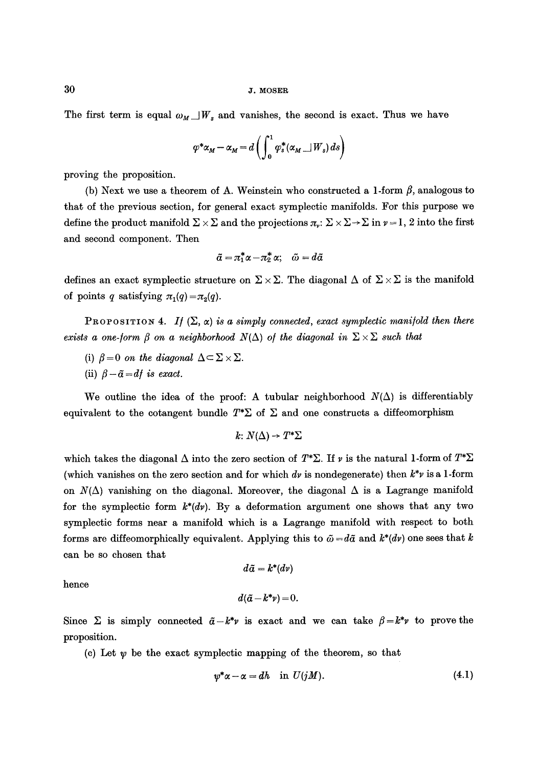The first term is equal $\omega_M \lrcorner W_s$ and vanishes, the second is exact. Thus we have

$$\varphi^* \alpha_M - \alpha_M = d\left(\int_0^1 \varphi_s^*(\alpha_M \lrcorner W_s)\, ds\right)$$

proving the proposition.

(b) Next we use a theorem of A. Weinstein who constructed a 1-form $\beta$, analogous to that of the previous section, for general exact symplectic manifolds. For this purpose we define the product manifold $\Sigma \times \Sigma$ and the projections $\pi_\nu \colon \Sigma \times \Sigma \to \Sigma$ in $\nu = 1, 2$ into the first and second component. Then

$$\tilde{\alpha} = \pi_1^* \alpha - \pi_2^* \alpha; \quad \tilde{\omega} = d\tilde{\alpha}$$

defines an exact symplectic structure on $\Sigma \times \Sigma$. The diagonal $\Delta$ of $\Sigma \times \Sigma$ is the manifold of points $q$ satisfying $\pi_1(q) = \pi_2(q)$.

PROPOSITION 4. *If $(\Sigma, \alpha)$ is a simply connected, exact symplectic manifold then there exists a one-form $\beta$ on a neighborhood $N(\Delta)$ of the diagonal in $\Sigma \times \Sigma$ such that*

(i) *$\beta = 0$ on the diagonal $\Delta \subset \Sigma \times \Sigma$.*

(ii) *$\beta - \tilde{\alpha} = df$ is exact.*

We outline the idea of the proof: A tubular neighborhood $N(\Delta)$ is differentiably equivalent to the cotangent bundle $T^*\Sigma$ of $\Sigma$ and one constructs a diffeomorphism

$$k \colon N(\Delta) \to T^*\Sigma$$

which takes the diagonal $\Delta$ into the zero section of $T^*\Sigma$. If $\nu$ is the natural 1-form of $T^*\Sigma$ (which vanishes on the zero section and for which $d\nu$ is nondegenerate) then $k^*\nu$ is a 1-form on $N(\Delta)$ vanishing on the diagonal. Moreover, the diagonal $\Delta$ is a Lagrange manifold for the symplectic form $k^*(d\nu)$. By a deformation argument one shows that any two symplectic forms near a manifold which is a Lagrange manifold with respect to both forms are diffeomorphically equivalent. Applying this to $\tilde{\omega} = d\tilde{\alpha}$ and $k^*(d\nu)$ one sees that $k$ can be so chosen that

$$d\tilde{\alpha} = k^*(d\nu)$$

hence

$$d(\tilde{\alpha} - k^*\nu) = 0.$$

Since $\Sigma$ is simply connected $\tilde{\alpha} - k^*\nu$ is exact and we can take $\beta = k^*\nu$ to prove the proposition.

(c) Let $\psi$ be the exact symplectic mapping of the theorem, so that

$$\psi^* \alpha - \alpha = dh \quad \text{in } U(jM). \tag{4.1}$$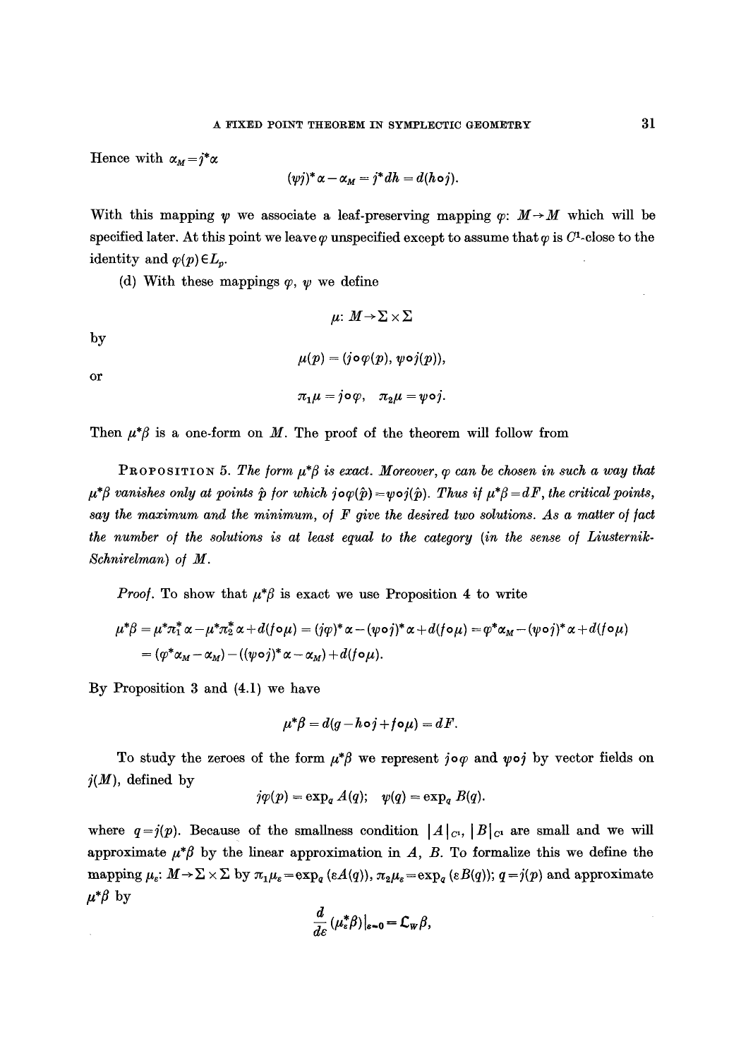Hence with $\alpha_M = j^*\alpha$

$$(\psi j)^*\alpha - \alpha_M = j^* dh = d(h \circ j).$$

With this mapping $\psi$ we associate a leaf-preserving mapping $\varphi: M \to M$ which will be specified later. At this point we leave $\varphi$ unspecified except to assume that $\varphi$ is $C^1$-close to the identity and $\varphi(p) \in L_p$.

(d) With these mappings $\varphi$, $\psi$ we define

$$\mu: M \to \Sigma \times \Sigma$$

by

$$\mu(p) = (j \circ \varphi(p), \psi \circ j(p)),$$

or

$$\pi_1 \mu = j \circ \varphi, \quad \pi_2 \mu = \psi \circ j.$$

Then $\mu^*\beta$ is a one-form on $M$. The proof of the theorem will follow from

PROPOSITION 5. *The form $\mu^*\beta$ is exact. Moreover, $\varphi$ can be chosen in such a way that $\mu^*\beta$ vanishes only at points $\hat{p}$ for which $j \circ \varphi(\hat{p}) = \psi \circ j(\hat{p})$. Thus if $\mu^*\beta = dF$, the critical points, say the maximum and the minimum, of $F$ give the desired two solutions. As a matter of fact the number of the solutions is at least equal to the category (in the sense of Liusternik-Schnirelman) of $M$.*

*Proof.* To show that $\mu^*\beta$ is exact we use Proposition 4 to write

$$\mu^*\beta = \mu^*\pi_1^*\alpha - \mu^*\pi_2^*\alpha + d(f \circ \mu) = (j\varphi)^*\alpha - (\psi \circ j)^*\alpha + d(f \circ \mu) = \varphi^*\alpha_M - (\psi \circ j)^*\alpha + d(f \circ \mu)$$
$$= (\varphi^*\alpha_M - \alpha_M) - ((\psi \circ j)^*\alpha - \alpha_M) + d(f \circ \mu).$$

By Proposition 3 and (4.1) we have

$$\mu^*\beta = d(g - h \circ j + f \circ \mu) = dF.$$

To study the zeroes of the form $\mu^*\beta$ we represent $j \circ \varphi$ and $\psi \circ j$ by vector fields on $j(M)$, defined by

$$j\varphi(p) = \exp_q A(q); \quad \psi(q) = \exp_q B(q).$$

where $q = j(p)$. Because of the smallness condition $|A|_{C^1}$, $|B|_{C^1}$ are small and we will approximate $\mu^*\beta$ by the linear approximation in $A$, $B$. To formalize this we define the mapping $\mu_\varepsilon: M \to \Sigma \times \Sigma$ by $\pi_1 \mu_\varepsilon = \exp_q(\varepsilon A(q))$, $\pi_2 \mu_\varepsilon = \exp_q(\varepsilon B(q))$; $q = j(p)$ and approximate $\mu^*\beta$ by

$$\frac{d}{d\varepsilon}(\mu_\varepsilon^*\beta)|_{\varepsilon=0} = \mathfrak{L}_W \beta,$$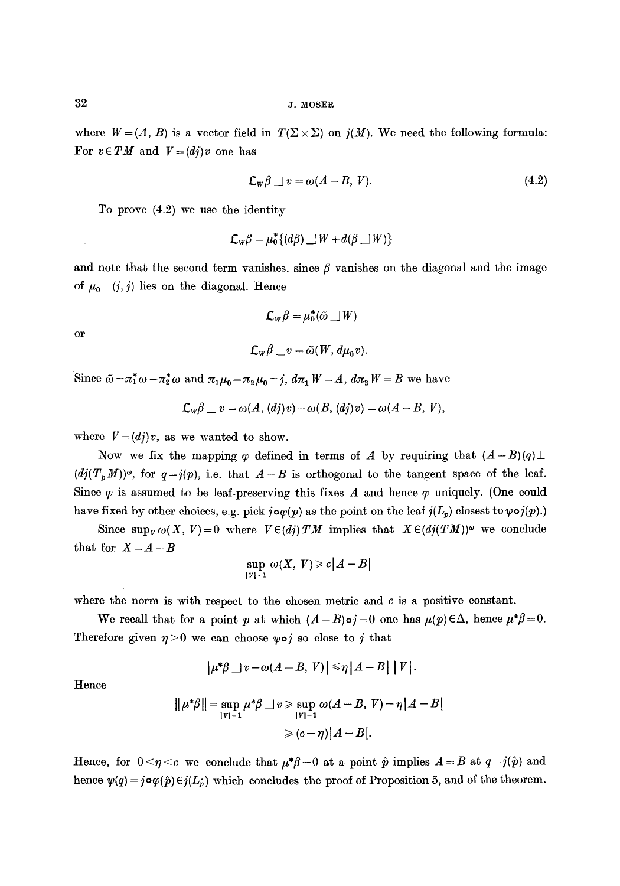where $W=(A, B)$ is a vector field in $T(\Sigma\times\Sigma)$ on $j(M)$. We need the following formula: For $v\in TM$ and $V=(dj)v$ one has

$$\mathcal{L}_W\beta \lrcorner v = \omega(A-B, V). \tag{4.2}$$

To prove (4.2) we use the identity

$$\mathcal{L}_W\beta = \mu_0^*\{(d\beta)\lrcorner W + d(\beta \lrcorner W)\}$$

and note that the second term vanishes, since $\beta$ vanishes on the diagonal and the image of $\mu_0=(j, j)$ lies on the diagonal. Hence

$$\mathcal{L}_W\beta = \mu_0^*(\tilde{\omega}\lrcorner W)$$

or

$$\mathcal{L}_W\beta \lrcorner v = \tilde{\omega}(W, d\mu_0 v).$$

Since $\tilde{\omega}=\pi_1^*\omega - \pi_2^*\omega$ and $\pi_1\mu_0=\pi_2\mu_0=j$, $d\pi_1 W=A$, $d\pi_2 W=B$ we have

$$\mathcal{L}_W\beta \lrcorner v = \omega(A, (dj)v) - \omega(B, (dj)v) = \omega(A-B, V),$$

where $V=(dj)v$, as we wanted to show.

Now we fix the mapping $\varphi$ defined in terms of $A$ by requiring that $(A-B)(q)\perp (dj(T_pM))^\omega$, for $q=j(p)$, i.e. that $A-B$ is orthogonal to the tangent space of the leaf. Since $\varphi$ is assumed to be leaf-preserving this fixes $A$ and hence $\varphi$ uniquely. (One could have fixed by other choices, e.g. pick $j\circ\varphi(p)$ as the point on the leaf $j(L_p)$ closest to $\psi\circ j(p)$.)

Since $\sup_V \omega(X, V)=0$ where $V\in(dj)TM$ implies that $X\in(dj(TM))^\omega$ we conclude that for $X=A-B$

$$\sup_{|V|=1} \omega(X, V) \geqslant c|A-B|$$

where the norm is with respect to the chosen metric and $c$ is a positive constant.

We recall that for a point $p$ at which $(A-B)\circ j=0$ one has $\mu(p)\in\Delta$, hence $\mu^*\beta=0$. Therefore given $\eta>0$ we can choose $\psi\circ j$ so close to $j$ that

$$|\mu^*\beta \lrcorner v - \omega(A-B, V)| \leqslant \eta|A-B|\,|V|.$$

Hence

$$\|\mu^*\beta\| = \sup_{|V|=1} \mu^*\beta \lrcorner v \geqslant \sup_{|V|=1} \omega(A-B, V) - \eta|A-B|$$
$$\geqslant (c-\eta)|A-B|.$$

Hence, for $0<\eta<c$ we conclude that $\mu^*\beta=0$ at a point $\hat{p}$ implies $A=B$ at $q=j(\hat{p})$ and hence $\psi(q)=j\circ\varphi(\hat{p})\in j(L_{\hat{p}})$ which concludes the proof of Proposition 5, and of the theorem.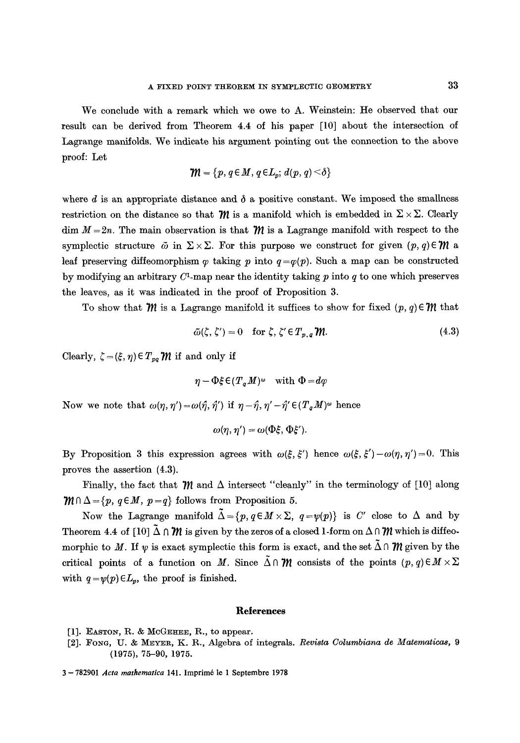We conclude with a remark which we owe to A. Weinstein: He observed that our result can be derived from Theorem 4.4 of his paper [10] about the intersection of Lagrange manifolds. We indicate his argument pointing out the connection to the above proof: Let

$$\mathcal{M} = \{p, q \in M, q \in L_p; d(p, q) < \delta\}$$

where $d$ is an appropriate distance and $\delta$ a positive constant. We imposed the smallness restriction on the distance so that $\mathcal{M}$ is a manifold which is embedded in $\Sigma \times \Sigma$. Clearly $\dim M = 2n$. The main observation is that $\mathcal{M}$ is a Lagrange manifold with respect to the symplectic structure $\tilde{\omega}$ in $\Sigma \times \Sigma$. For this purpose we construct for given $(p, q) \in \mathcal{M}$ a leaf preserving diffeomorphism $\varphi$ taking $p$ into $q = \varphi(p)$. Such a map can be constructed by modifying an arbitrary $C^1$-map near the identity taking $p$ into $q$ to one which preserves the leaves, as it was indicated in the proof of Proposition 3.

To show that $\mathcal{M}$ is a Lagrange manifold it suffices to show for fixed $(p, q) \in \mathcal{M}$ that

$$\tilde{\omega}(\zeta, \zeta') = 0 \quad \text{for } \zeta, \zeta' \in T_{p,q}\mathcal{M}. \tag{4.3}$$

Clearly, $\zeta = (\xi, \eta) \in T_{pq}\mathcal{M}$ if and only if

$$\eta - \Phi\xi \in (T_q M)^\omega \quad \text{with } \Phi = d\varphi$$

Now we note that $\omega(\eta, \eta') = \omega(\hat{\eta}, \hat{\eta}')$ if $\eta - \hat{\eta}, \eta' - \hat{\eta}' \in (T_q M)^\omega$ hence

$$\omega(\eta, \eta') = \omega(\Phi\xi, \Phi\xi').$$

By Proposition 3 this expression agrees with $\omega(\xi, \xi')$ hence $\omega(\xi, \xi') - \omega(\eta, \eta') = 0$. This proves the assertion (4.3).

Finally, the fact that $\mathcal{M}$ and $\Delta$ intersect "cleanly" in the terminology of [10] along $\mathcal{M} \cap \Delta = \{p, q \in M, p = q\}$ follows from Proposition 5.

Now the Lagrange manifold $\tilde{\Delta} = \{p, q \in M \times \Sigma, q = \psi(p)\}$ is $C'$ close to $\Delta$ and by Theorem 4.4 of [10] $\tilde{\Delta} \cap \mathcal{M}$ is given by the zeros of a closed 1-form on $\Delta \cap \mathcal{M}$ which is diffeomorphic to $M$. If $\psi$ is exact symplectic this form is exact, and the set $\tilde{\Delta} \cap \mathcal{M}$ given by the critical points of a function on $M$. Since $\tilde{\Delta} \cap \mathcal{M}$ consists of the points $(p, q) \in M \times \Sigma$ with $q = \psi(p) \in L_p$, the proof is finished.

## References

[1]. Easton, R. & McGehee, R., to appear.

[2]. Fong, U. & Meyer, K. R., Algebra of integrals. *Revista Columbiana de Matematicas*, 9 (1975), 75–90, 1975.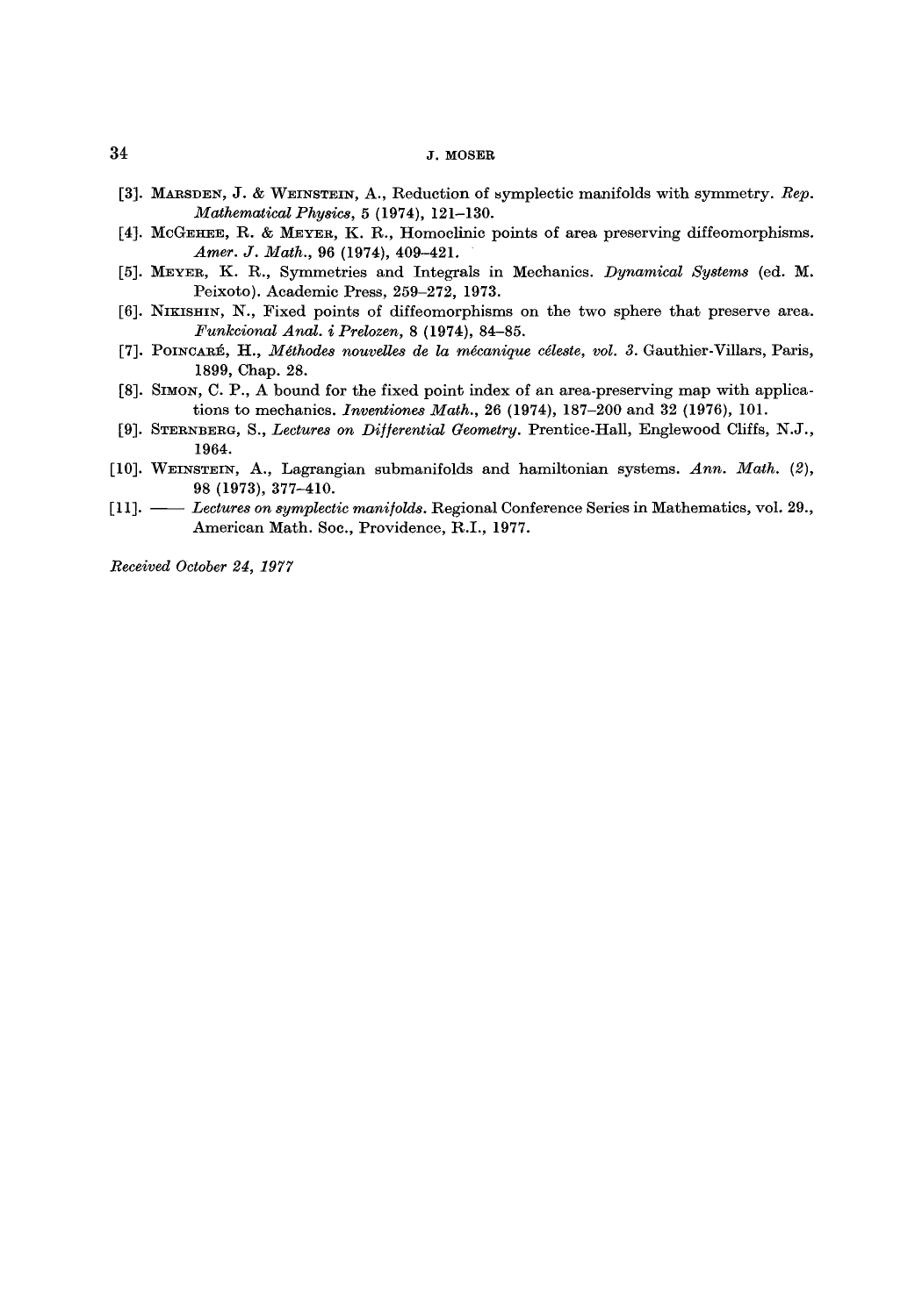[3]. MARSDEN, J. & WEINSTEIN, A., Reduction of symplectic manifolds with symmetry. *Rep. Mathematical Physics*, 5 (1974), 121–130.

[4]. MCGEHEE, R. & MEYER, K. R., Homoclinic points of area preserving diffeomorphisms. *Amer. J. Math.*, 96 (1974), 409–421.

[5]. MEYER, K. R., Symmetries and Integrals in Mechanics. *Dynamical Systems* (ed. M. Peixoto). Academic Press, 259–272, 1973.

[6]. NIKISHIN, N., Fixed points of diffeomorphisms on the two sphere that preserve area. *Funkcional Anal. i Prelozen*, 8 (1974), 84–85.

[7]. POINCARÉ, H., *Méthodes nouvelles de la mécanique céleste, vol. 3*. Gauthier-Villars, Paris, 1899, Chap. 28.

[8]. SIMON, C. P., A bound for the fixed point index of an area-preserving map with applications to mechanics. *Inventiones Math.*, 26 (1974), 187–200 and 32 (1976), 101.

[9]. STERNBERG, S., *Lectures on Differential Geometry*. Prentice-Hall, Englewood Cliffs, N.J., 1964.

[10]. WEINSTEIN, A., Lagrangian submanifolds and hamiltonian systems. *Ann. Math. (2)*, 98 (1973), 377–410.

[11]. —— *Lectures on symplectic manifolds*. Regional Conference Series in Mathematics, vol. 29., American Math. Soc., Providence, R.I., 1977.

*Received October 24, 1977*